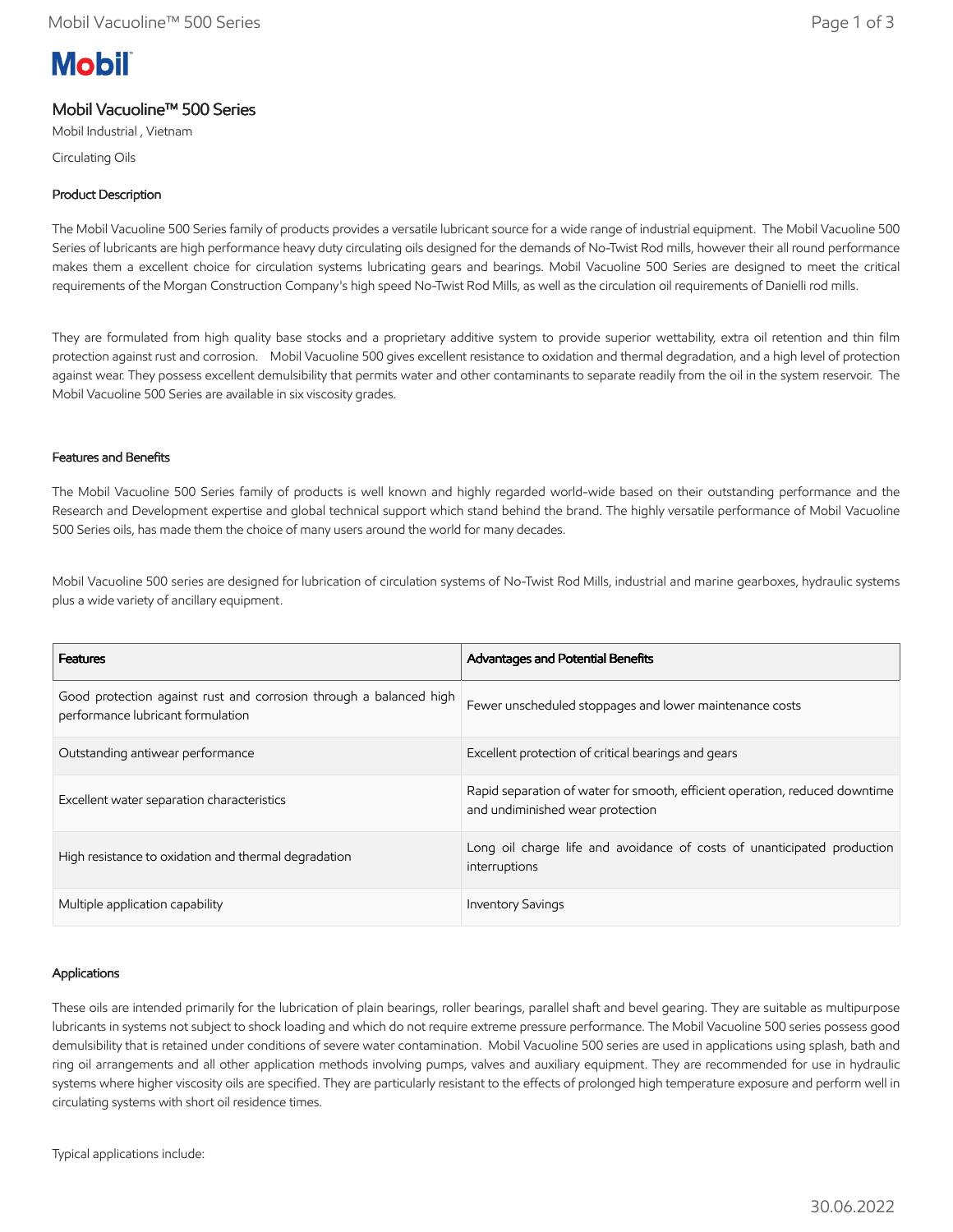# Mobil Vacuoline™ 500 Series

Mobil Industrial , Vietnam

Circulating Oils

## Product Description

The Mobil Vacuoline 500 Series family of products provides a versatile lubricant source for a wide range of industrial equipment. The Mobil Vacuoline 500 Series of lubricants are high performance heavy duty circulating oils designed for the demands of No-Twist Rod mills, however their all round performance makes them a excellent choice for circulation systems lubricating gears and bearings. Mobil Vacuoline 500 Series are designed to meet the critical requirements of the Morgan Construction Company's high speed No-Twist Rod Mills, as well as the circulation oil requirements of Danielli rod mills.

They are formulated from high quality base stocks and a proprietary additive system to provide superior wettability, extra oil retention and thin film protection against rust and corrosion. Mobil Vacuoline 500 gives excellent resistance to oxidation and thermal degradation, and a high level of protection against wear. They possess excellent demulsibility that permits water and other contaminants to separate readily from the oil in the system reservoir. The Mobil Vacuoline 500 Series are available in six viscosity grades.

## Features and Benefits

The Mobil Vacuoline 500 Series family of products is well known and highly regarded world-wide based on their outstanding performance and the Research and Development expertise and global technical support which stand behind the brand. The highly versatile performance of Mobil Vacuoline 500 Series oils, has made them the choice of many users around the world for many decades.

Mobil Vacuoline 500 series are designed for lubrication of circulation systems of No-Twist Rod Mills, industrial and marine gearboxes, hydraulic systems plus a wide variety of ancillary equipment.

| Features | Advantages and Potential Benefits |
|---|---|
| Good protection against rust and corrosion through a balanced high performance lubricant formulation | Fewer unscheduled stoppages and lower maintenance costs |
| Outstanding antiwear performance | Excellent protection of critical bearings and gears |
| Excellent water separation characteristics | Rapid separation of water for smooth, efficient operation, reduced downtime and undiminished wear protection |
| High resistance to oxidation and thermal degradation | Long oil charge life and avoidance of costs of unanticipated production interruptions |
| Multiple application capability | Inventory Savings |

## Applications

These oils are intended primarily for the lubrication of plain bearings, roller bearings, parallel shaft and bevel gearing. They are suitable as multipurpose lubricants in systems not subject to shock loading and which do not require extreme pressure performance. The Mobil Vacuoline 500 series possess good demulsibility that is retained under conditions of severe water contamination. Mobil Vacuoline 500 series are used in applications using splash, bath and ring oil arrangements and all other application methods involving pumps, valves and auxiliary equipment. They are recommended for use in hydraulic systems where higher viscosity oils are specified. They are particularly resistant to the effects of prolonged high temperature exposure and perform well in circulating systems with short oil residence times.

Typical applications include: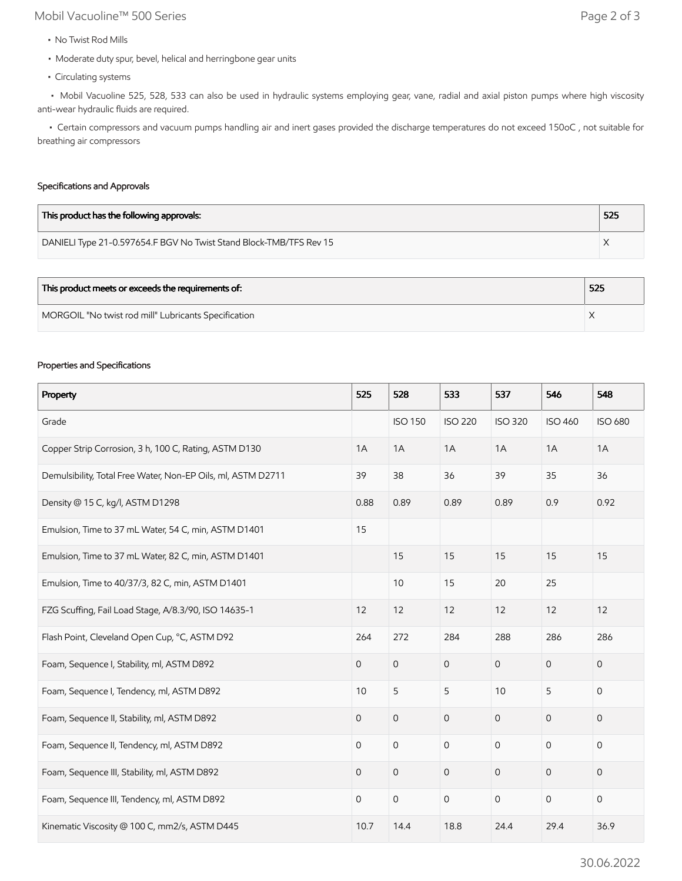- No Twist Rod Mills
- Moderate duty spur, bevel, helical and herringbone gear units
- Circulating systems
- Mobil Vacuoline 525, 528, 533 can also be used in hydraulic systems employing gear, vane, radial and axial piston pumps where high viscosity anti-wear hydraulic fluids are required.
- Certain compressors and vacuum pumps handling air and inert gases provided the discharge temperatures do not exceed 150oC , not suitable for breathing air compressors

### Specifications and Approvals

| This product has the following approvals: | 525 |
|---|---|
| DANIELI Type 21-0.597654.F BGV No Twist Stand Block-TMB/TFS Rev 15 | X |

| This product meets or exceeds the requirements of: | 525 |
|---|---|
| MORGOIL "No twist rod mill" Lubricants Specification | X |

### Properties and Specifications

| Property | 525 | 528 | 533 | 537 | 546 | 548 |
|---|---|---|---|---|---|---|
| Grade | | ISO 150 | ISO 220 | ISO 320 | ISO 460 | ISO 680 |
| Copper Strip Corrosion, 3 h, 100 C, Rating, ASTM D130 | 1A | 1A | 1A | 1A | 1A | 1A |
| Demulsibility, Total Free Water, Non-EP Oils, ml, ASTM D2711 | 39 | 38 | 36 | 39 | 35 | 36 |
| Density @ 15 C, kg/l, ASTM D1298 | 0.88 | 0.89 | 0.89 | 0.89 | 0.9 | 0.92 |
| Emulsion, Time to 37 mL Water, 54 C, min, ASTM D1401 | 15 | | | | | |
| Emulsion, Time to 37 mL Water, 82 C, min, ASTM D1401 | | 15 | 15 | 15 | 15 | 15 |
| Emulsion, Time to 40/37/3, 82 C, min, ASTM D1401 | | 10 | 15 | 20 | 25 | |
| FZG Scuffing, Fail Load Stage, A/8.3/90, ISO 14635-1 | 12 | 12 | 12 | 12 | 12 | 12 |
| Flash Point, Cleveland Open Cup, °C, ASTM D92 | 264 | 272 | 284 | 288 | 286 | 286 |
| Foam, Sequence I, Stability, ml, ASTM D892 | 0 | 0 | 0 | 0 | 0 | 0 |
| Foam, Sequence I, Tendency, ml, ASTM D892 | 10 | 5 | 5 | 10 | 5 | 0 |
| Foam, Sequence II, Stability, ml, ASTM D892 | 0 | 0 | 0 | 0 | 0 | 0 |
| Foam, Sequence II, Tendency, ml, ASTM D892 | 0 | 0 | 0 | 0 | 0 | 0 |
| Foam, Sequence III, Stability, ml, ASTM D892 | 0 | 0 | 0 | 0 | 0 | 0 |
| Foam, Sequence III, Tendency, ml, ASTM D892 | 0 | 0 | 0 | 0 | 0 | 0 |
| Kinematic Viscosity @ 100 C, mm2/s, ASTM D445 | 10.7 | 14.4 | 18.8 | 24.4 | 29.4 | 36.9 |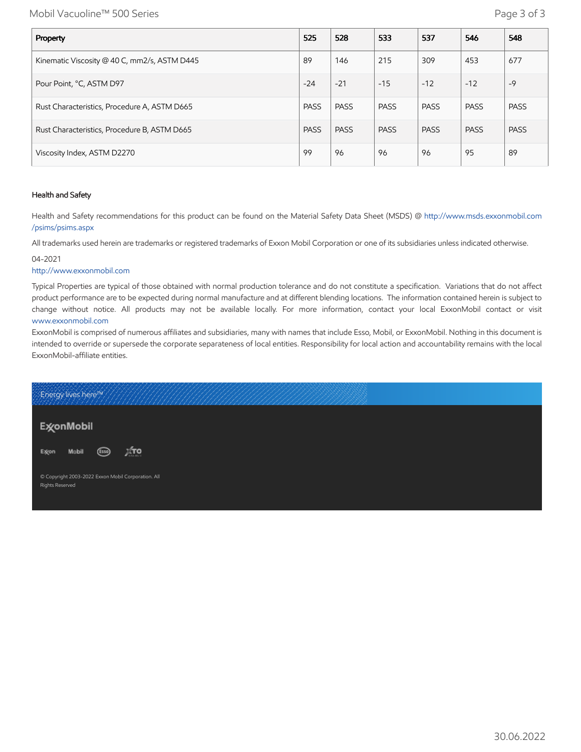| Property | 525 | 528 | 533 | 537 | 546 | 548 |
|---|---|---|---|---|---|---|
| Kinematic Viscosity @ 40 C, mm2/s, ASTM D445 | 89 | 146 | 215 | 309 | 453 | 677 |
| Pour Point, °C, ASTM D97 | -24 | -21 | -15 | -12 | -12 | -9 |
| Rust Characteristics, Procedure A, ASTM D665 | PASS | PASS | PASS | PASS | PASS | PASS |
| Rust Characteristics, Procedure B, ASTM D665 | PASS | PASS | PASS | PASS | PASS | PASS |
| Viscosity Index, ASTM D2270 | 99 | 96 | 96 | 96 | 95 | 89 |

### Health and Safety

Health and Safety recommendations for this product can be found on the Material Safety Data Sheet (MSDS) @ http://www.msds.exxonmobil.com/psims/psims.aspx

All trademarks used herein are trademarks or registered trademarks of Exxon Mobil Corporation or one of its subsidiaries unless indicated otherwise.

04-2021

http://www.exxonmobil.com

Typical Properties are typical of those obtained with normal production tolerance and do not constitute a specification. Variations that do not affect product performance are to be expected during normal manufacture and at different blending locations. The information contained herein is subject to change without notice. All products may not be available locally. For more information, contact your local ExxonMobil contact or visit www.exxonmobil.com

ExxonMobil is comprised of numerous affiliates and subsidiaries, many with names that include Esso, Mobil, or ExxonMobil. Nothing in this document is intended to override or supersede the corporate separateness of local entities. Responsibility for local action and accountability remains with the local ExxonMobil-affiliate entities.

Energy lives here™

ExxonMobil

Exxon Mobil Esso XTO

© Copyright 2003-2022 Exxon Mobil Corporation. All Rights Reserved